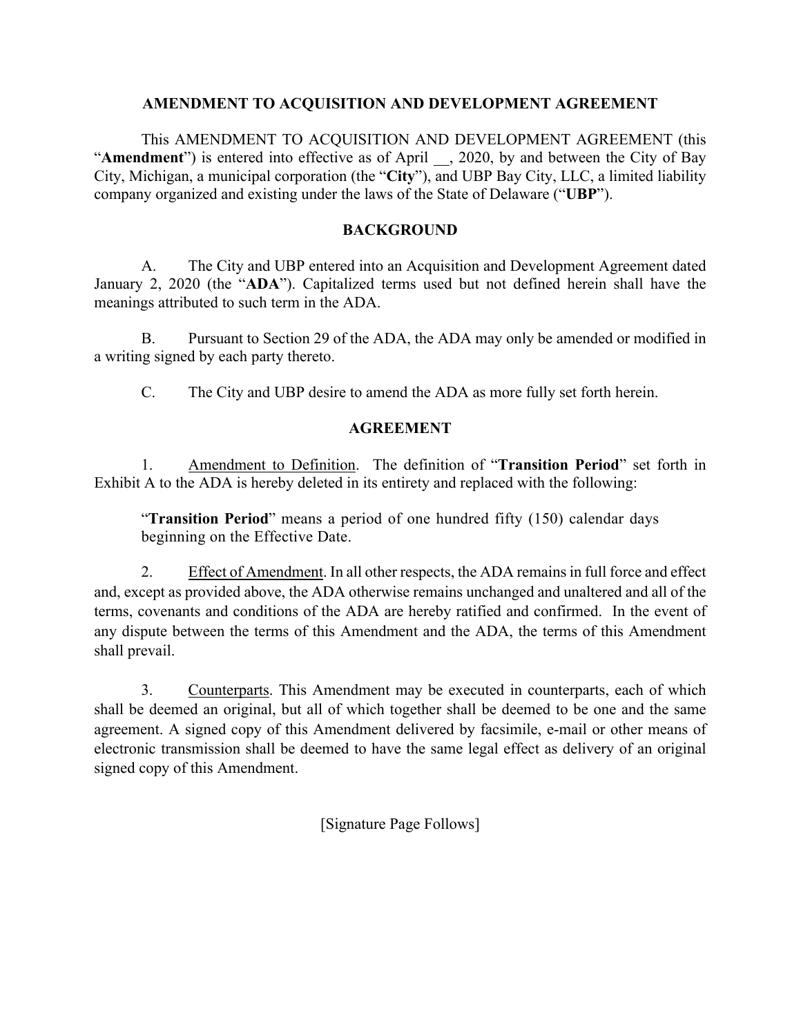# AMENDMENT TO ACQUISITION AND DEVELOPMENT AGREEMENT

This AMENDMENT TO ACQUISITION AND DEVELOPMENT AGREEMENT (this "**Amendment**") is entered into effective as of April __, 2020, by and between the City of Bay City, Michigan, a municipal corporation (the "**City**"), and UBP Bay City, LLC, a limited liability company organized and existing under the laws of the State of Delaware ("**UBP**").

## BACKGROUND

A. The City and UBP entered into an Acquisition and Development Agreement dated January 2, 2020 (the "**ADA**"). Capitalized terms used but not defined herein shall have the meanings attributed to such term in the ADA.

B. Pursuant to Section 29 of the ADA, the ADA may only be amended or modified in a writing signed by each party thereto.

C. The City and UBP desire to amend the ADA as more fully set forth herein.

## AGREEMENT

1. Amendment to Definition. The definition of "**Transition Period**" set forth in Exhibit A to the ADA is hereby deleted in its entirety and replaced with the following:

> "**Transition Period**" means a period of one hundred fifty (150) calendar days beginning on the Effective Date.

2. Effect of Amendment. In all other respects, the ADA remains in full force and effect and, except as provided above, the ADA otherwise remains unchanged and unaltered and all of the terms, covenants and conditions of the ADA are hereby ratified and confirmed. In the event of any dispute between the terms of this Amendment and the ADA, the terms of this Amendment shall prevail.

3. Counterparts. This Amendment may be executed in counterparts, each of which shall be deemed an original, but all of which together shall be deemed to be one and the same agreement. A signed copy of this Amendment delivered by facsimile, e-mail or other means of electronic transmission shall be deemed to have the same legal effect as delivery of an original signed copy of this Amendment.

[Signature Page Follows]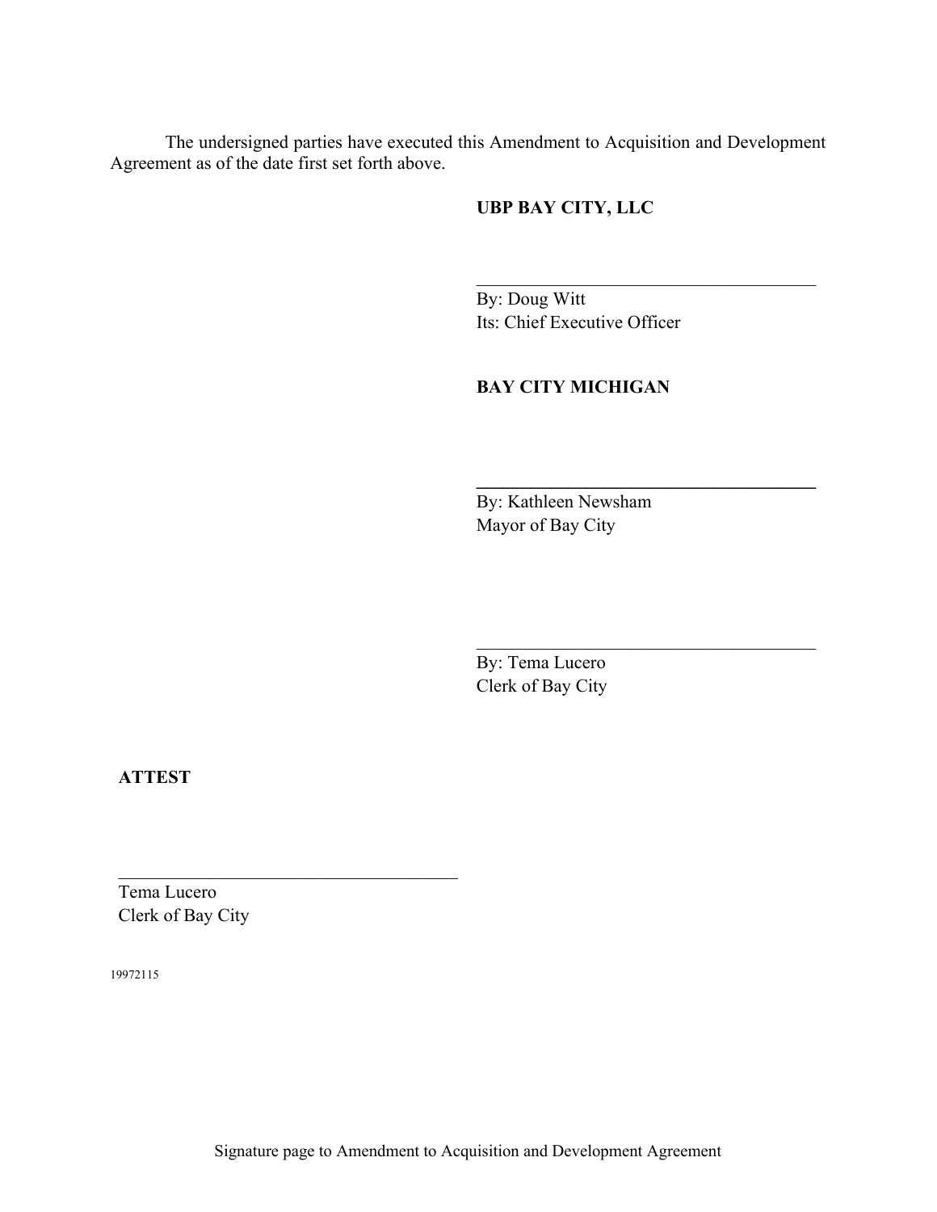The undersigned parties have executed this Amendment to Acquisition and Development Agreement as of the date first set forth above.

**UBP BAY CITY, LLC**

______________________________________
By: Doug Witt
Its: Chief Executive Officer

**BAY CITY MICHIGAN**

______________________________________
By: Kathleen Newsham
Mayor of Bay City

______________________________________
By: Tema Lucero
Clerk of Bay City

**ATTEST**

______________________________________
Tema Lucero
Clerk of Bay City

19972115

Signature page to Amendment to Acquisition and Development Agreement